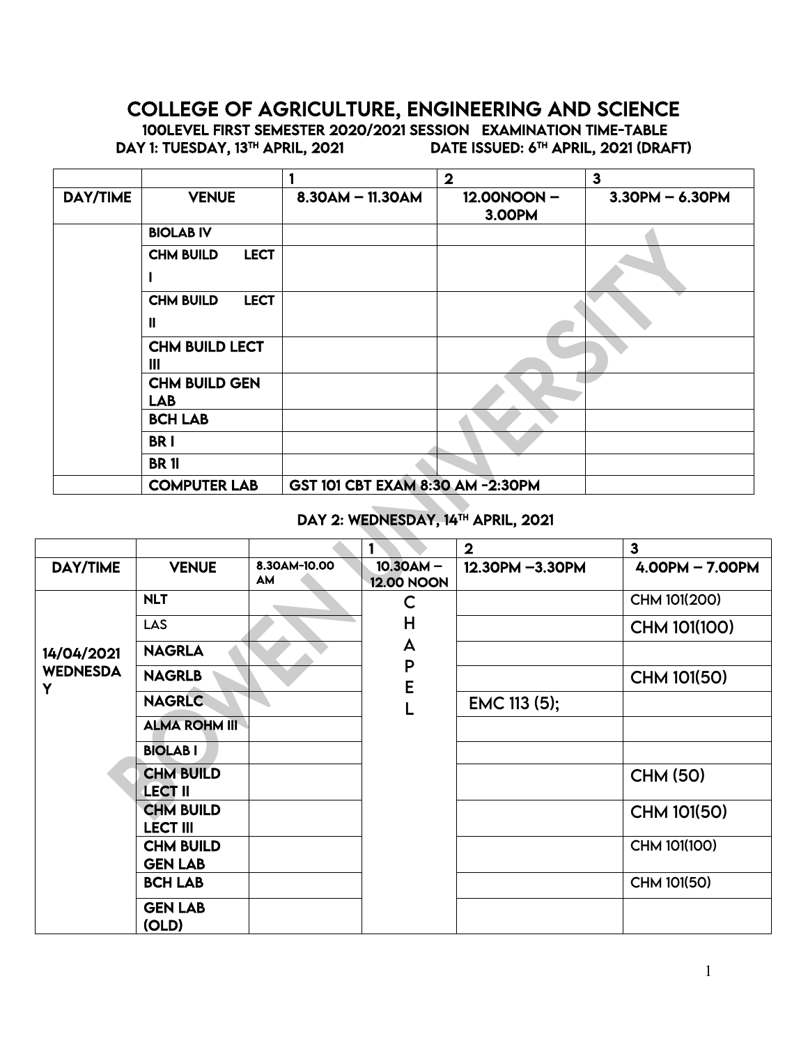# COLLEGE OF AGRICULTURE, ENGINEERING AND SCIENCE

**100LEVEL FIRST SEMESTER 2020/2021 SESSION EXAMINATION TIME-TABLE**

**DAY 1: TUESDAY, 13TH APRIL, 2021** **DATE ISSUED: 6TH APRIL, 2021 (DRAFT)**

| | | 1 | 2 | 3 |
|---|---|---|---|---|
| DAY/TIME | VENUE | 8.30AM – 11.30AM | 12.00NOON – 3.00PM | 3.30PM – 6.30PM |
| | BIOLAB IV | | | |
| | CHM BUILD LECT I | | | |
| | CHM BUILD LECT II | | | |
| | CHM BUILD LECT III | | | |
| | CHM BUILD GEN LAB | | | |
| | BCH LAB | | | |
| | BR I | | | |
| | BR 1I | | | |
| | COMPUTER LAB | GST 101 CBT EXAM 8:30 AM -2:30PM | | |

## DAY 2: WEDNESDAY, 14TH APRIL, 2021

| | | | 1 | 2 | 3 |
|---|---|---|---|---|---|
| DAY/TIME | VENUE | 8.30AM-10.00 AM | 10.30AM – 12.00 NOON | 12.30PM –3.30PM | 4.00PM – 7.00PM |
| 14/04/2021 WEDNESDAY | NLT | | CHAPEL | | CHM 101(200) |
| | LAS | | | | CHM 101(100) |
| | NAGRLA | | | | |
| | NAGRLB | | | | CHM 101(50) |
| | NAGRLC | | | EMC 113 (5); | |
| | ALMA ROHM III | | | | |
| | BIOLAB I | | | | |
| | CHM BUILD LECT II | | | | CHM (50) |
| | CHM BUILD LECT III | | | | CHM 101(50) |
| | CHM BUILD GEN LAB | | | | CHM 101(100) |
| | BCH LAB | | | | CHM 101(50) |
| | GEN LAB (OLD) | | | | |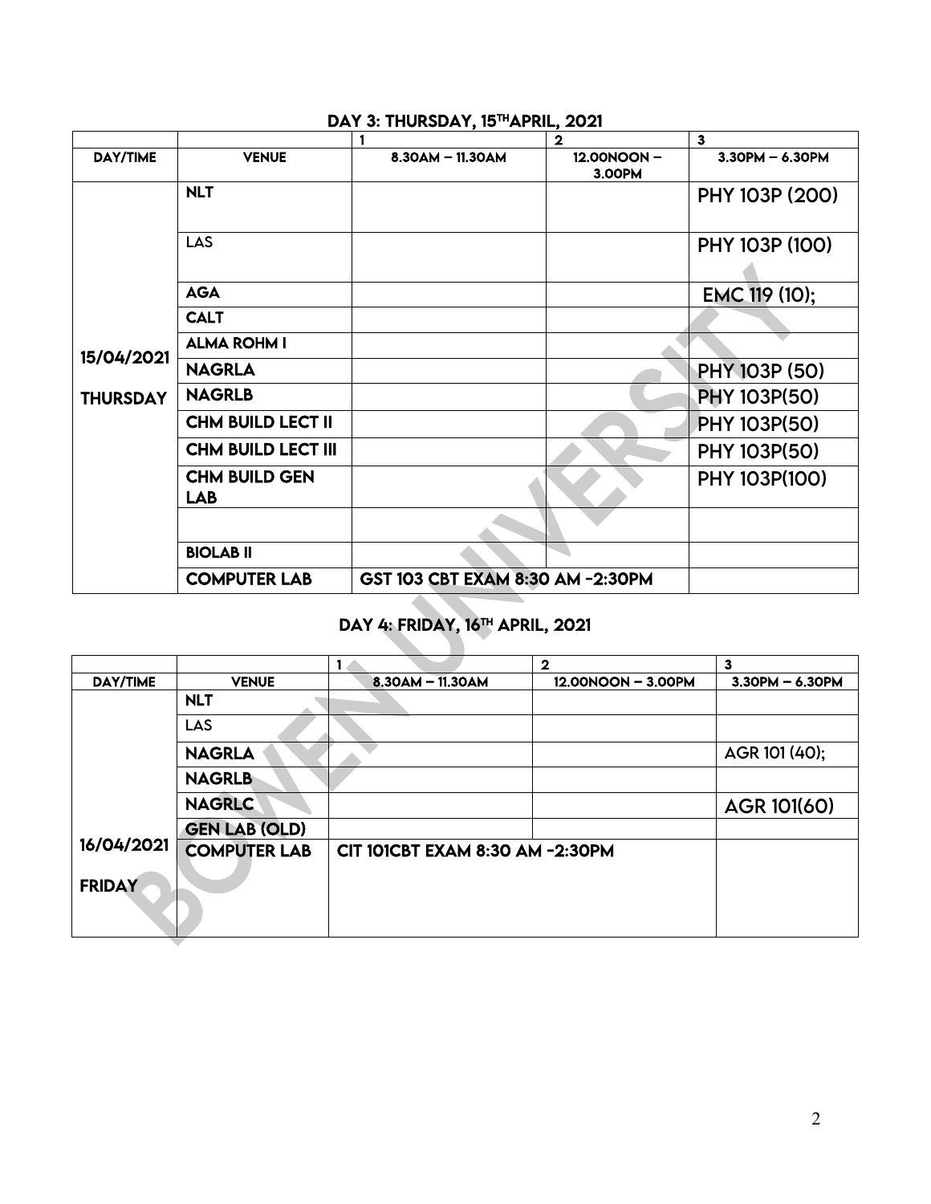## DAY 3: THURSDAY, 15TH APRIL, 2021

| | | 1 | 2 | 3 |
|---|---|---|---|---|
| DAY/TIME | VENUE | 8.30AM – 11.30AM | 12.00NOON – 3.00PM | 3.30PM – 6.30PM |
| 15/04/2021 THURSDAY | NLT | | | PHY 103P (200) |
| | LAS | | | PHY 103P (100) |
| | AGA | | | EMC 119 (10); |
| | CALT | | | |
| | ALMA ROHM I | | | |
| | NAGRLA | | | PHY 103P (50) |
| | NAGRLB | | | PHY 103P(50) |
| | CHM BUILD LECT II | | | PHY 103P(50) |
| | CHM BUILD LECT III | | | PHY 103P(50) |
| | CHM BUILD GEN LAB | | | PHY 103P(100) |
| | | | | |
| | BIOLAB II | | | |
| | COMPUTER LAB | GST 103 CBT EXAM 8:30 AM -2:30PM | | |

## DAY 4: FRIDAY, 16TH APRIL, 2021

| | | 1 | 2 | 3 |
|---|---|---|---|---|
| DAY/TIME | VENUE | 8.30AM – 11.30AM | 12.00NOON – 3.00PM | 3.30PM – 6.30PM |
| 16/04/2021 FRIDAY | NLT | | | |
| | LAS | | | |
| | NAGRLA | | | AGR 101 (40); |
| | NAGRLB | | | |
| | NAGRLC | | | AGR 101(60) |
| | GEN LAB (OLD) | | | |
| | COMPUTER LAB | CIT 101CBT EXAM 8:30 AM -2:30PM | | |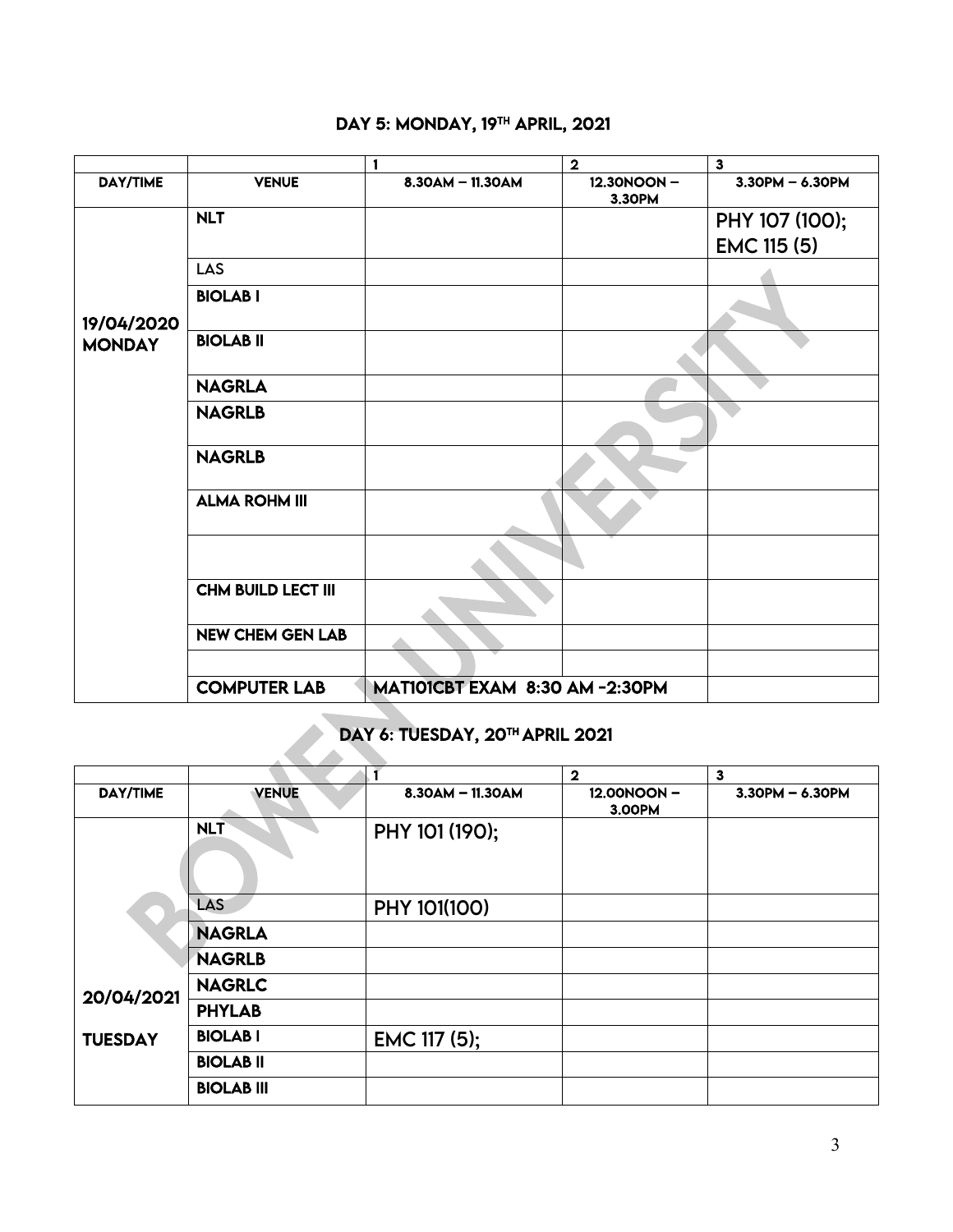## DAY 5: MONDAY, 19TH APRIL, 2021

| | | 1 | 2 | 3 |
|---|---|---|---|---|
| DAY/TIME | VENUE | 8.30AM – 11.30AM | 12.30NOON – 3.30PM | 3.30PM – 6.30PM |
| 19/04/2020 MONDAY | NLT | | | PHY 107 (100); EMC 115 (5) |
| | LAS | | | |
| | BIOLAB I | | | |
| | BIOLAB II | | | |
| | NAGRLA | | | |
| | NAGRLB | | | |
| | NAGRLB | | | |
| | ALMA ROHM III | | | |
| | | | | |
| | CHM BUILD LECT III | | | |
| | NEW CHEM GEN LAB | | | |
| | | | | |
| | COMPUTER LAB | MAT101CBT EXAM 8:30 AM -2:30PM | | |

## DAY 6: TUESDAY, 20TH APRIL 2021

| | | 1 | 2 | 3 |
|---|---|---|---|---|
| DAY/TIME | VENUE | 8.30AM – 11.30AM | 12.00NOON – 3.00PM | 3.30PM – 6.30PM |
| 20/04/2021 TUESDAY | NLT | PHY 101 (190); | | |
| | LAS | PHY 101(100) | | |
| | NAGRLA | | | |
| | NAGRLB | | | |
| | NAGRLC | | | |
| | PHYLAB | | | |
| | BIOLAB I | EMC 117 (5); | | |
| | BIOLAB II | | | |
| | BIOLAB III | | | |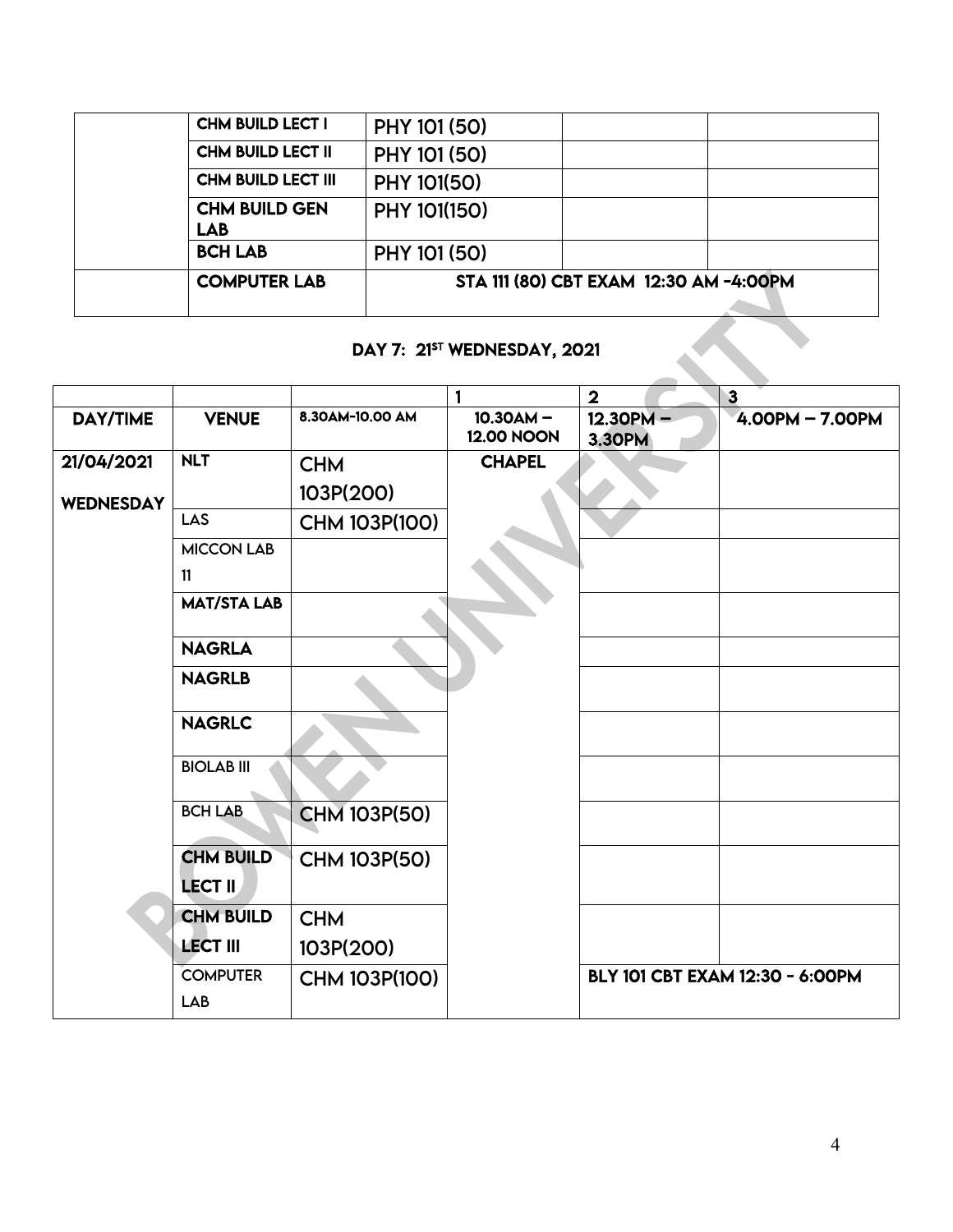|  | CHM BUILD LECT I | PHY 101 (50) |  |  |
|---|---|---|---|---|
|  | CHM BUILD LECT II | PHY 101 (50) |  |  |
|  | CHM BUILD LECT III | PHY 101(50) |  |  |
|  | CHM BUILD GEN LAB | PHY 101(150) |  |  |
|  | BCH LAB | PHY 101 (50) |  |  |
|  | COMPUTER LAB | STA 111 (80) CBT EXAM 12:30 AM -4:00PM |  |  |

### DAY 7: 21ST WEDNESDAY, 2021

|  |  |  | 1 | 2 | 3 |
|---|---|---|---|---|---|
| DAY/TIME | VENUE | 8.30AM-10.00 AM | 10.30AM – 12.00 NOON | 12.30PM – 3.30PM | 4.00PM – 7.00PM |
| 21/04/2021 WEDNESDAY | NLT | CHM 103P(200) | CHAPEL |  |  |
|  | LAS | CHM 103P(100) |  |  |  |
|  | MICCON LAB 11 |  |  |  |  |
|  | MAT/STA LAB |  |  |  |  |
|  | NAGRLA |  |  |  |  |
|  | NAGRLB |  |  |  |  |
|  | NAGRLC |  |  |  |  |
|  | BIOLAB III |  |  |  |  |
|  | BCH LAB | CHM 103P(50) |  |  |  |
|  | CHM BUILD LECT II | CHM 103P(50) |  |  |  |
|  | CHM BUILD LECT III | CHM 103P(200) |  |  |  |
|  | COMPUTER LAB | CHM 103P(100) |  | BLY 101 CBT EXAM 12:30 - 6:00PM |  |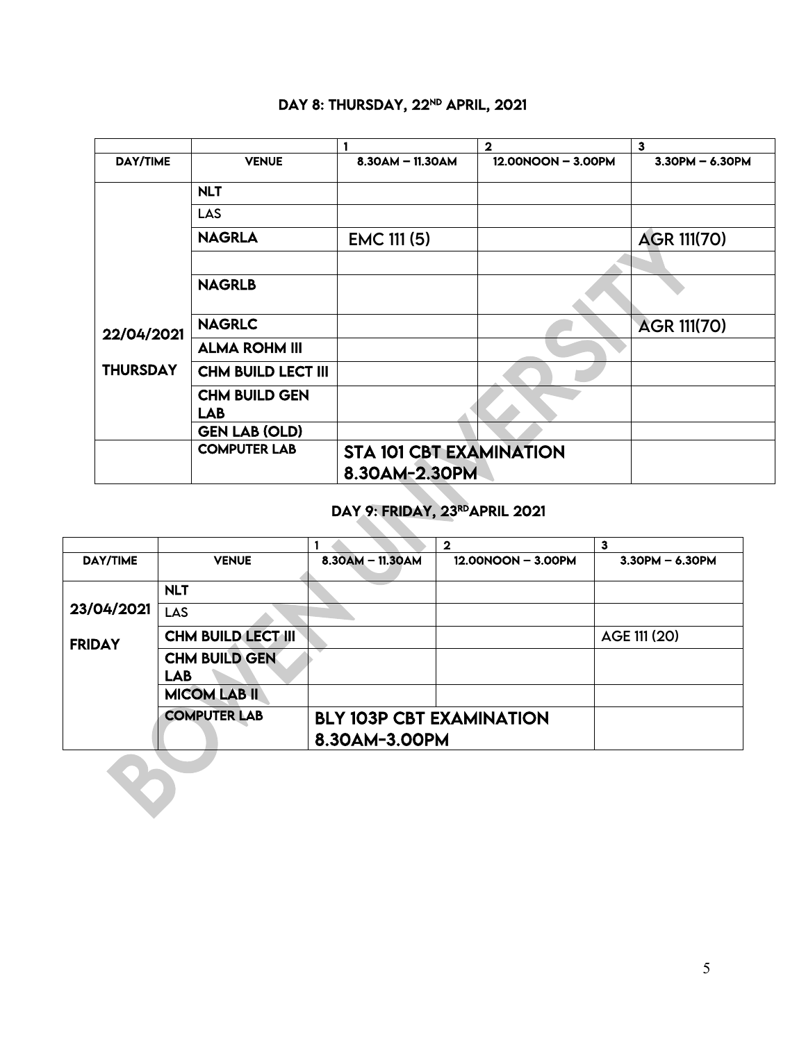## DAY 8: THURSDAY, 22ND APRIL, 2021

| | | 1 | 2 | 3 |
|---|---|---|---|---|
| **DAY/TIME** | **VENUE** | **8.30AM – 11.30AM** | **12.00NOON – 3.00PM** | **3.30PM – 6.30PM** |
| **22/04/2021 THURSDAY** | **NLT** | | | |
| | LAS | | | |
| | **NAGRLA** | EMC 111 (5) | | AGR 111(70) |
| | | | | |
| | **NAGRLB** | | | |
| | **NAGRLC** | | | AGR 111(70) |
| | **ALMA ROHM III** | | | |
| | **CHM BUILD LECT III** | | | |
| | **CHM BUILD GEN LAB** | | | |
| | **GEN LAB (OLD)** | | | |
| | **COMPUTER LAB** | STA 101 CBT EXAMINATION 8.30AM-2.30PM | | |

## DAY 9: FRIDAY, 23RD APRIL 2021

| | | 1 | 2 | 3 |
|---|---|---|---|---|
| **DAY/TIME** | **VENUE** | **8.30AM – 11.30AM** | **12.00NOON – 3.00PM** | **3.30PM – 6.30PM** |
| **23/04/2021 FRIDAY** | **NLT** | | | |
| | LAS | | | |
| | **CHM BUILD LECT III** | | | AGE 111 (20) |
| | **CHM BUILD GEN LAB** | | | |
| | **MICOM LAB II** | | | |
| | **COMPUTER LAB** | BLY 103P CBT EXAMINATION 8.30AM-3.00PM | | |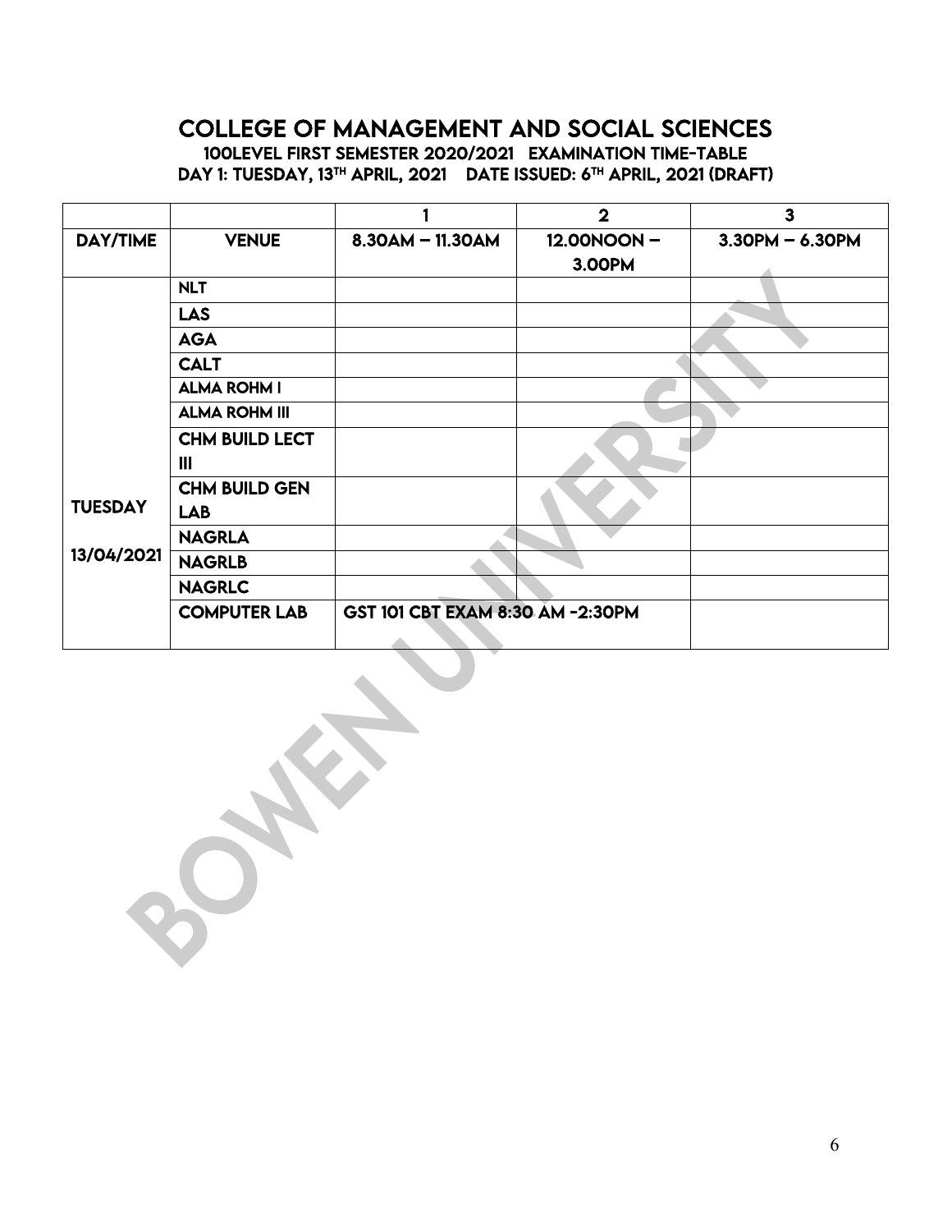# COLLEGE OF MANAGEMENT AND SOCIAL SCIENCES

## 100LEVEL FIRST SEMESTER 2020/2021 EXAMINATION TIME-TABLE

### DAY 1: TUESDAY, 13TH APRIL, 2021 DATE ISSUED: 6TH APRIL, 2021 (DRAFT)

| | | 1 | 2 | 3 |
|---|---|---|---|---|
| **DAY/TIME** | **VENUE** | **8.30AM – 11.30AM** | **12.00NOON – 3.00PM** | **3.30PM – 6.30PM** |
| **TUESDAY 13/04/2021** | **NLT** | | | |
| | **LAS** | | | |
| | **AGA** | | | |
| | **CALT** | | | |
| | **ALMA ROHM I** | | | |
| | **ALMA ROHM III** | | | |
| | **CHM BUILD LECT III** | | | |
| | **CHM BUILD GEN LAB** | | | |
| | **NAGRLA** | | | |
| | **NAGRLB** | | | |
| | **NAGRLC** | | | |
| | **COMPUTER LAB** | **GST 101 CBT EXAM 8:30 AM -2:30PM** | | |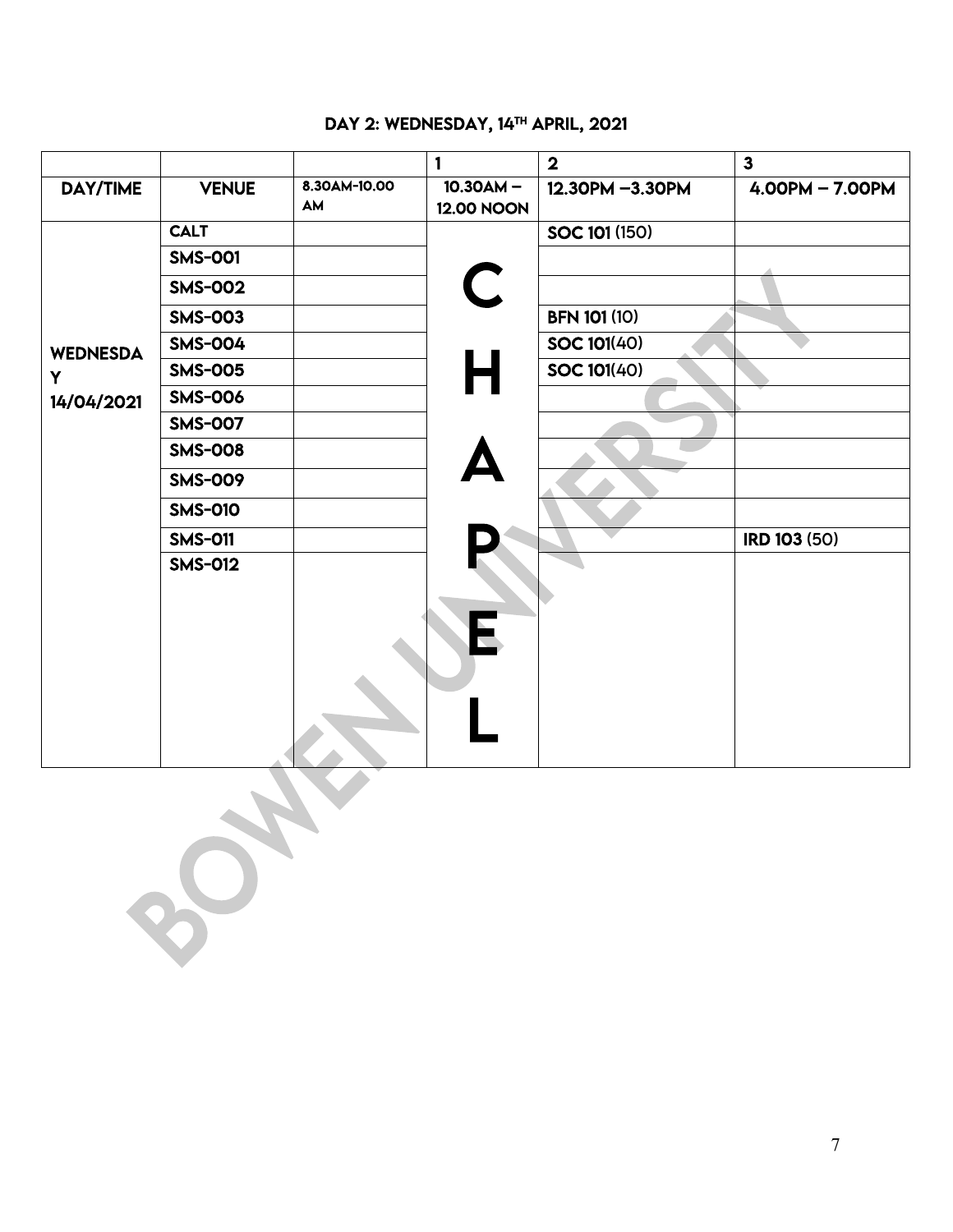## DAY 2: WEDNESDAY, 14TH APRIL, 2021

| | | | 1 | 2 | 3 |
|---|---|---|---|---|---|
| **DAY/TIME** | **VENUE** | 8.30AM-10.00 AM | 10.30AM – 12.00 NOON | 12.30PM –3.30PM | 4.00PM – 7.00PM |
| **WEDNESDAY 14/04/2021** | **CALT** | | **CHAPEL** | **SOC 101** (150) | |
| | **SMS-001** | | | | |
| | **SMS-002** | | | | |
| | **SMS-003** | | | **BFN 101** (10) | |
| | **SMS-004** | | | **SOC 101**(40) | |
| | **SMS-005** | | | **SOC 101**(40) | |
| | **SMS-006** | | | | |
| | **SMS-007** | | | | |
| | **SMS-008** | | | | |
| | **SMS-009** | | | | |
| | **SMS-010** | | | | |
| | **SMS-011** | | | | **IRD 103** (50) |
| | **SMS-012** | | | | |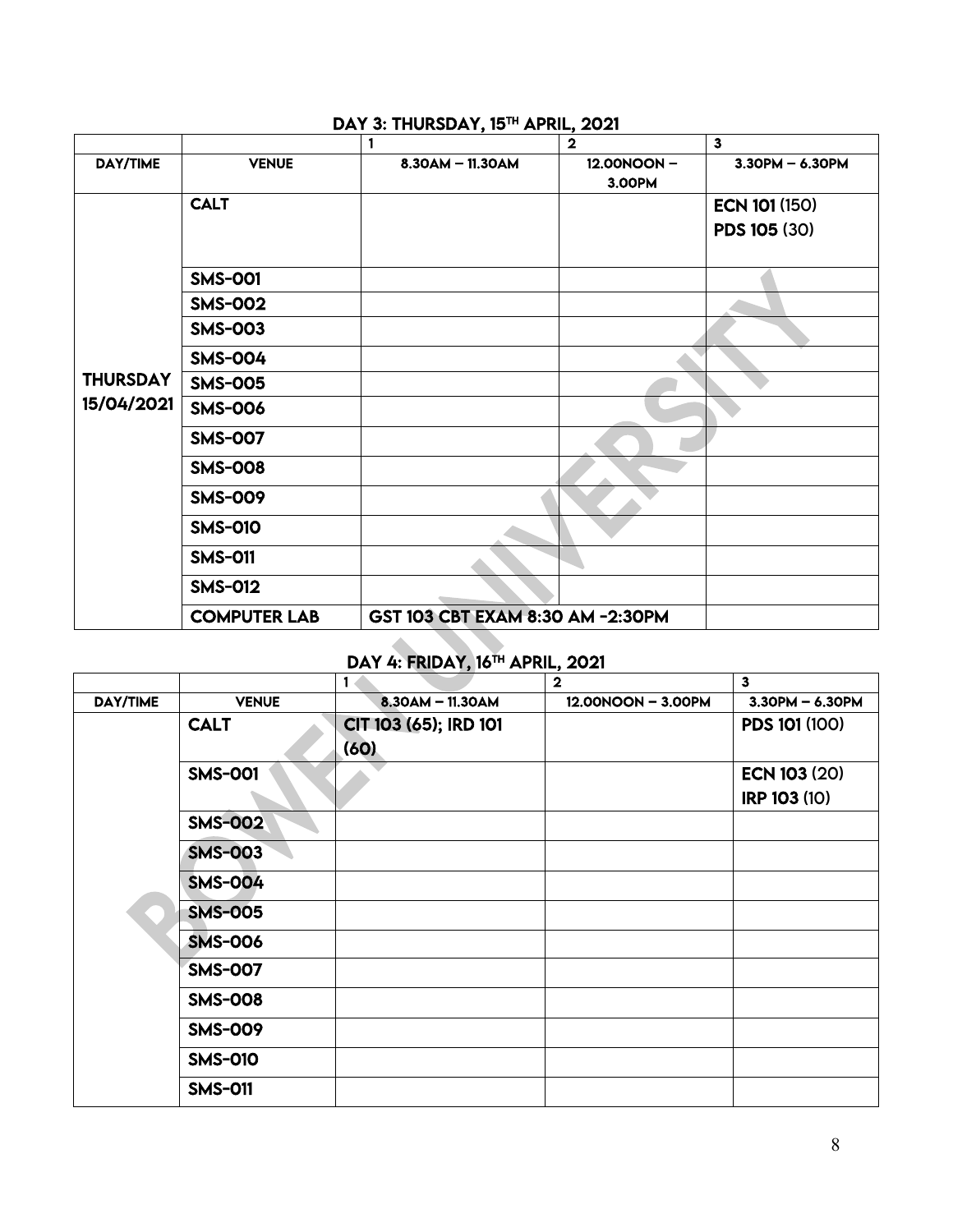## DAY 3: THURSDAY, 15TH APRIL, 2021

| | | 1 | 2 | 3 |
|---|---|---|---|---|
| **DAY/TIME** | **VENUE** | **8.30AM – 11.30AM** | **12.00NOON – 3.00PM** | **3.30PM – 6.30PM** |
| **THURSDAY 15/04/2021** | **CALT** | | | **ECN 101** (150) **PDS 105** (30) |
| | **SMS-001** | | | |
| | **SMS-002** | | | |
| | **SMS-003** | | | |
| | **SMS-004** | | | |
| | **SMS-005** | | | |
| | **SMS-006** | | | |
| | **SMS-007** | | | |
| | **SMS-008** | | | |
| | **SMS-009** | | | |
| | **SMS-010** | | | |
| | **SMS-011** | | | |
| | **SMS-012** | | | |
| | **COMPUTER LAB** | **GST 103 CBT EXAM 8:30 AM -2:30PM** | | |

## DAY 4: FRIDAY, 16TH APRIL, 2021

| | | 1 | 2 | 3 |
|---|---|---|---|---|
| **DAY/TIME** | **VENUE** | **8.30AM – 11.30AM** | **12.00NOON – 3.00PM** | **3.30PM – 6.30PM** |
| | **CALT** | **CIT 103 (65); IRD 101 (60)** | | **PDS 101** (100) |
| | **SMS-001** | | | **ECN 103** (20) **IRP 103** (10) |
| | **SMS-002** | | | |
| | **SMS-003** | | | |
| | **SMS-004** | | | |
| | **SMS-005** | | | |
| | **SMS-006** | | | |
| | **SMS-007** | | | |
| | **SMS-008** | | | |
| | **SMS-009** | | | |
| | **SMS-010** | | | |
| | **SMS-011** | | | |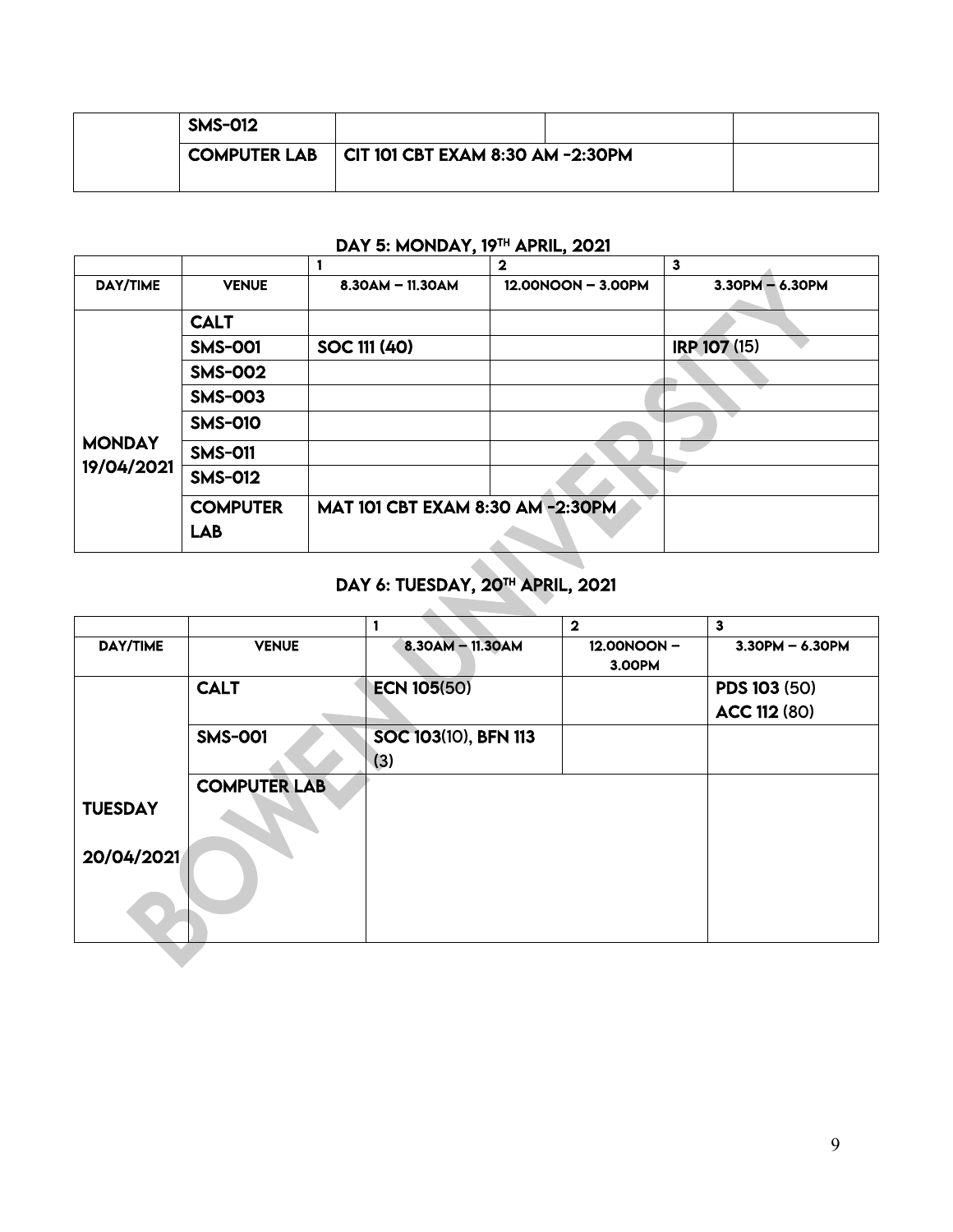| | SMS-012 | | | |
|---|---|---|---|---|
| | COMPUTER LAB | CIT 101 CBT EXAM 8:30 AM -2:30PM | | |

## DAY 5: MONDAY, 19[TH] APRIL, 2021

| | | 1 | 2 | 3 |
|---|---|---|---|---|
| DAY/TIME | VENUE | 8.30AM – 11.30AM | 12.00NOON – 3.00PM | 3.30PM – 6.30PM |
| MONDAY 19/04/2021 | CALT | | | |
| | SMS-001 | SOC 111 (40) | | IRP 107 (15) |
| | SMS-002 | | | |
| | SMS-003 | | | |
| | SMS-010 | | | |
| | SMS-011 | | | |
| | SMS-012 | | | |
| | COMPUTER LAB | MAT 101 CBT EXAM 8:30 AM -2:30PM | | |

## DAY 6: TUESDAY, 20[TH] APRIL, 2021

| | | 1 | 2 | 3 |
|---|---|---|---|---|
| DAY/TIME | VENUE | 8.30AM – 11.30AM | 12.00NOON – 3.00PM | 3.30PM – 6.30PM |
| TUESDAY 20/04/2021 | CALT | ECN 105(50) | | PDS 103 (50)<br>ACC 112 (80) |
| | SMS-001 | SOC 103(10), BFN 113 (3) | | |
| | COMPUTER LAB | | | |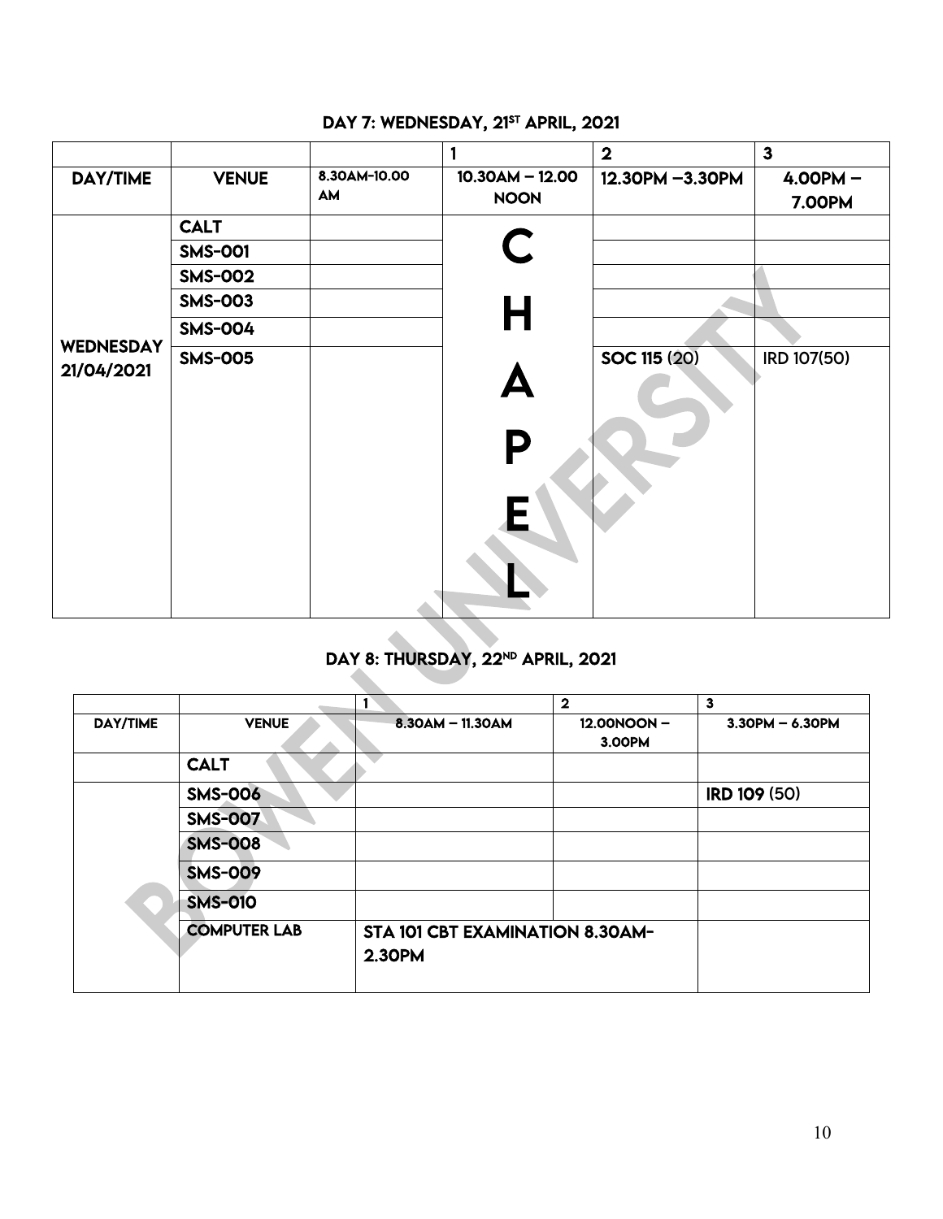## DAY 7: WEDNESDAY, 21ST APRIL, 2021

| | | | 1 | 2 | 3 |
|---|---|---|---|---|---|
| DAY/TIME | VENUE | 8.30AM-10.00 AM | 10.30AM – 12.00 NOON | 12.30PM –3.30PM | 4.00PM – 7.00PM |
| WEDNESDAY 21/04/2021 | CALT | | CHAPEL | | |
| | SMS-001 | | | | |
| | SMS-002 | | | | |
| | SMS-003 | | | | |
| | SMS-004 | | | | |
| | SMS-005 | | | **SOC 115** (20) | IRD 107(50) |

## DAY 8: THURSDAY, 22ND APRIL, 2021

| | | 1 | 2 | 3 |
|---|---|---|---|---|
| DAY/TIME | VENUE | 8.30AM – 11.30AM | 12.00NOON – 3.00PM | 3.30PM – 6.30PM |
| | CALT | | | |
| | SMS-006 | | | **IRD 109** (50) |
| | SMS-007 | | | |
| | SMS-008 | | | |
| | SMS-009 | | | |
| | SMS-010 | | | |
| | COMPUTER LAB | STA 101 CBT EXAMINATION 8.30AM-2.30PM | | |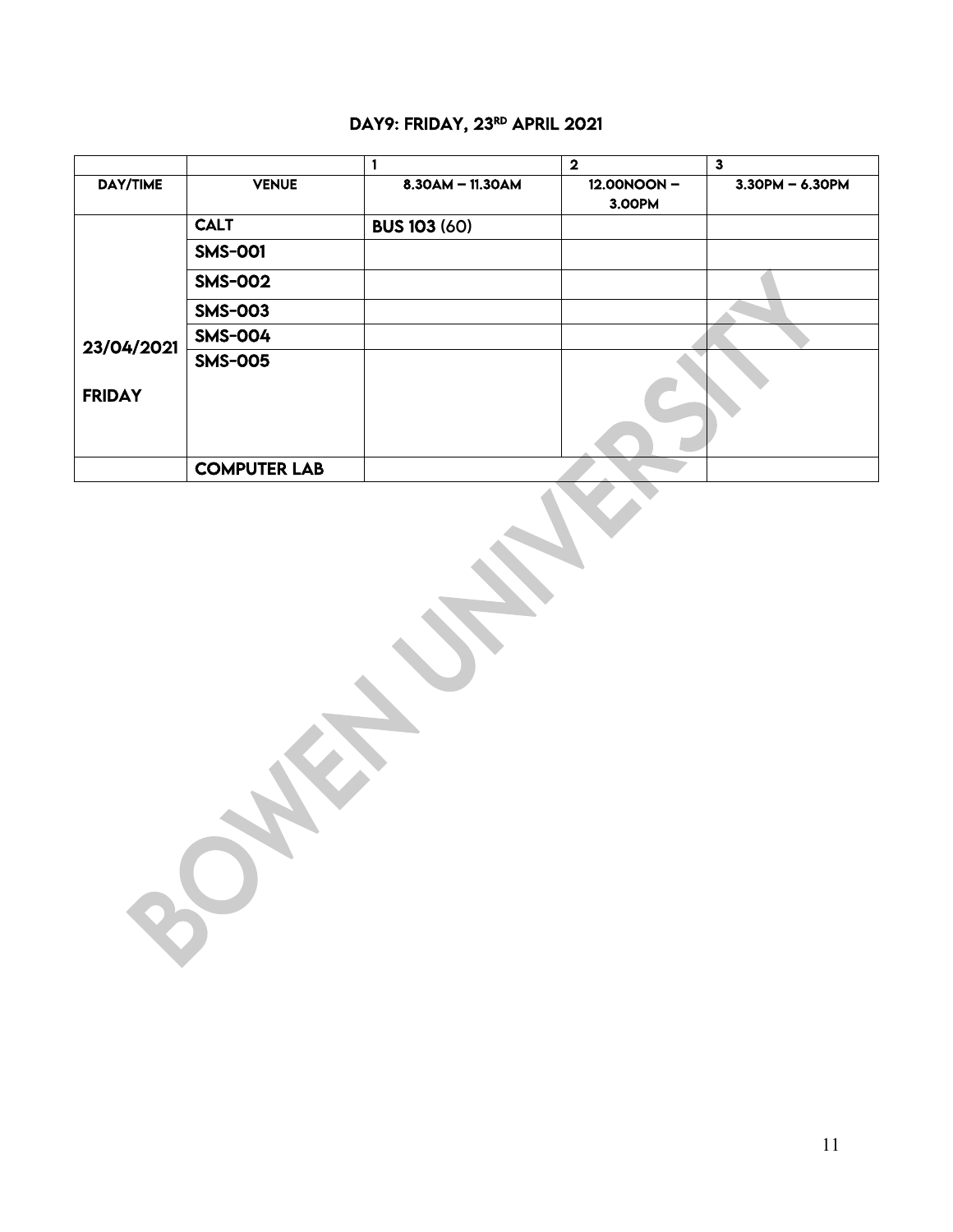## DAY9: FRIDAY, 23RD APRIL 2021

| | | 1 | 2 | 3 |
|---|---|---|---|---|
| DAY/TIME | VENUE | 8.30AM – 11.30AM | 12.00NOON – 3.00PM | 3.30PM – 6.30PM |
| 23/04/2021 FRIDAY | CALT | BUS 103 (60) | | |
| | SMS-001 | | | |
| | SMS-002 | | | |
| | SMS-003 | | | |
| | SMS-004 | | | |
| | SMS-005 | | | |
| | COMPUTER LAB | | | |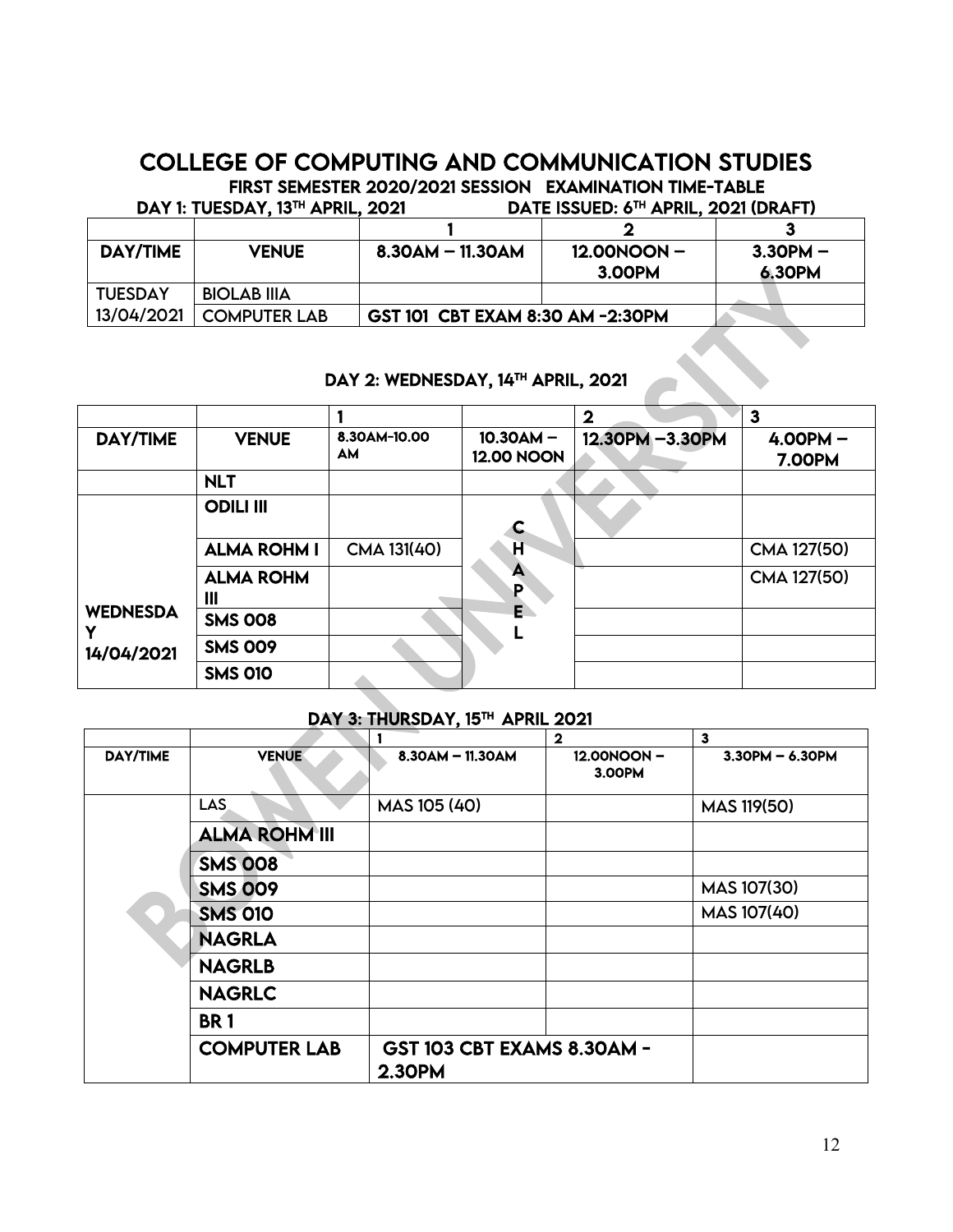# COLLEGE OF COMPUTING AND COMMUNICATION STUDIES

**FIRST SEMESTER 2020/2021 SESSION EXAMINATION TIME-TABLE**

**DAY 1: TUESDAY, 13TH APRIL, 2021** **DATE ISSUED: 6TH APRIL, 2021 (DRAFT)**

| | | 1 | 2 | 3 |
|---|---|---|---|---|
| **DAY/TIME** | **VENUE** | **8.30AM – 11.30AM** | **12.00NOON – 3.00PM** | **3.30PM – 6.30PM** |
| TUESDAY 13/04/2021 | BIOLAB IIIA | | | |
| | COMPUTER LAB | **GST 101 CBT EXAM 8:30 AM -2:30PM** | | |

**DAY 2: WEDNESDAY, 14TH APRIL, 2021**

| | | 1 | | 2 | 3 |
|---|---|---|---|---|---|
| **DAY/TIME** | **VENUE** | **8.30AM-10.00 AM** | **10.30AM – 12.00 NOON** | **12.30PM –3.30PM** | **4.00PM – 7.00PM** |
| | **NLT** | | | | |
| WEDNESDAY 14/04/2021 | **ODILI III** | | CHAPEL | | |
| | **ALMA ROHM I** | CMA 131(40) | | | CMA 127(50) |
| | **ALMA ROHM III** | | | | CMA 127(50) |
| | **SMS 008** | | | | |
| | **SMS 009** | | | | |
| | **SMS 010** | | | | |

**DAY 3: THURSDAY, 15TH APRIL 2021**

| | | 1 | 2 | 3 |
|---|---|---|---|---|
| **DAY/TIME** | **VENUE** | **8.30AM – 11.30AM** | **12.00NOON – 3.00PM** | **3.30PM – 6.30PM** |
| | LAS | MAS 105 (40) | | MAS 119(50) |
| | **ALMA ROHM III** | | | |
| | **SMS 008** | | | |
| | **SMS 009** | | | MAS 107(30) |
| | **SMS 010** | | | MAS 107(40) |
| | **NAGRLA** | | | |
| | **NAGRLB** | | | |
| | **NAGRLC** | | | |
| | **BR 1** | | | |
| | **COMPUTER LAB** | **GST 103 CBT EXAMS 8.30AM - 2.30PM** | | |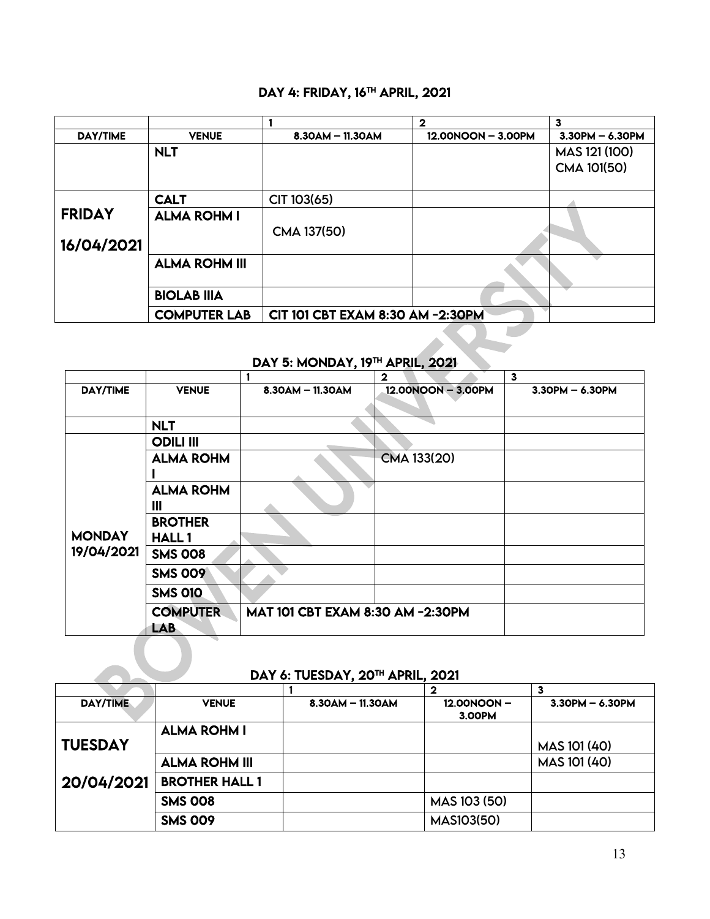## DAY 4: FRIDAY, 16TH APRIL, 2021

| | | 1 | 2 | 3 |
|---|---|---|---|---|
| DAY/TIME | VENUE | 8.30AM – 11.30AM | 12.00NOON – 3.00PM | 3.30PM – 6.30PM |
| | NLT | | | MAS 121 (100) CMA 101(50) |
| FRIDAY 16/04/2021 | CALT | CIT 103(65) | | |
| | ALMA ROHM I | CMA 137(50) | | |
| | ALMA ROHM III | | | |
| | BIOLAB IIIA | | | |
| | COMPUTER LAB | CIT 101 CBT EXAM 8:30 AM -2:30PM | | |

## DAY 5: MONDAY, 19TH APRIL, 2021

| | | 1 | 2 | 3 |
|---|---|---|---|---|
| DAY/TIME | VENUE | 8.30AM – 11.30AM | 12.00NOON – 3.00PM | 3.30PM – 6.30PM |
| | NLT | | | |
| MONDAY 19/04/2021 | ODILI III | | | |
| | ALMA ROHM I | | CMA 133(20) | |
| | ALMA ROHM III | | | |
| | BROTHER HALL 1 | | | |
| | SMS 008 | | | |
| | SMS 009 | | | |
| | SMS 010 | | | |
| | COMPUTER LAB | MAT 101 CBT EXAM 8:30 AM -2:30PM | | |

## DAY 6: TUESDAY, 20TH APRIL, 2021

| | | 1 | 2 | 3 |
|---|---|---|---|---|
| DAY/TIME | VENUE | 8.30AM – 11.30AM | 12.00NOON – 3.00PM | 3.30PM – 6.30PM |
| TUESDAY 20/04/2021 | ALMA ROHM I | | | MAS 101 (40) |
| | ALMA ROHM III | | | MAS 101 (40) |
| | BROTHER HALL 1 | | | |
| | SMS 008 | | MAS 103 (50) | |
| | SMS 009 | | MAS103(50) | |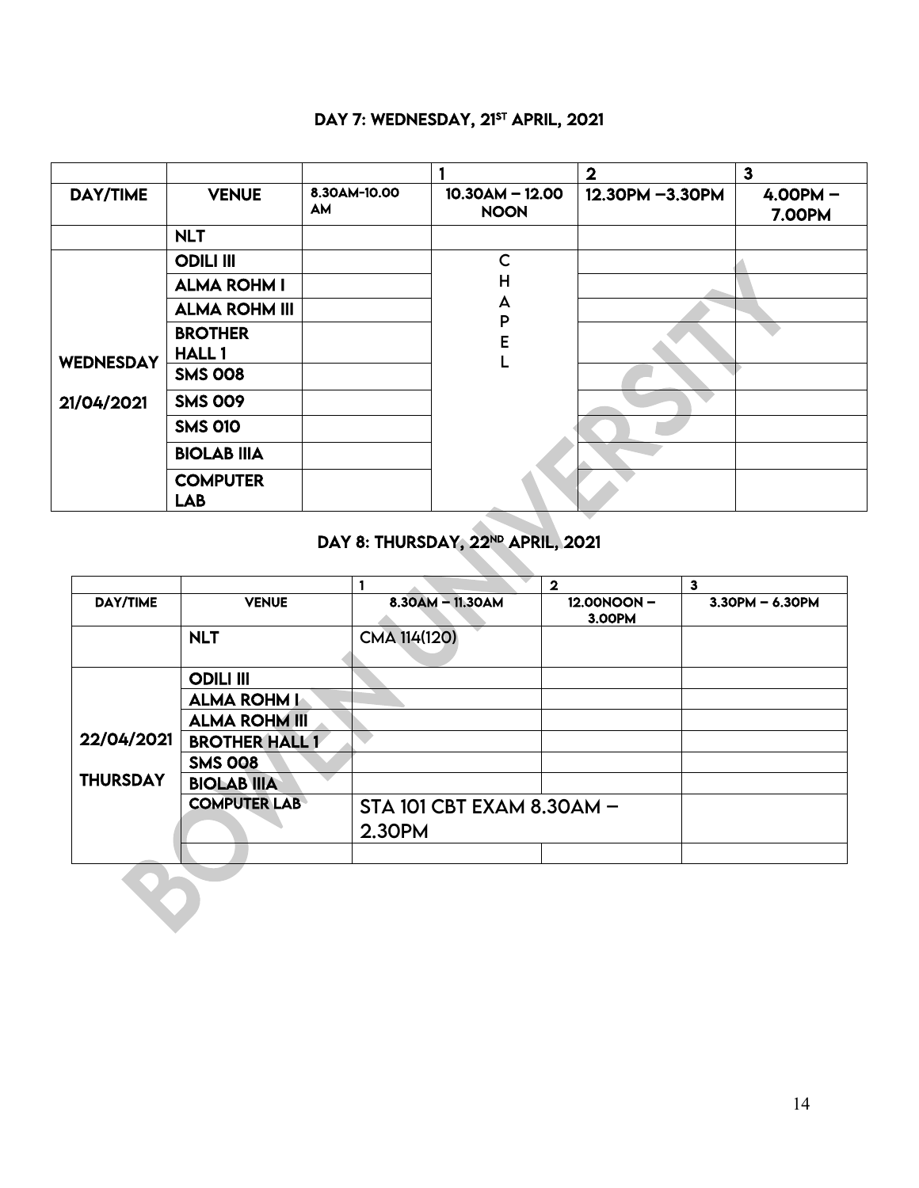## DAY 7: WEDNESDAY, 21ST APRIL, 2021

| | | | 1 | 2 | 3 |
|---|---|---|---|---|---|
| DAY/TIME | VENUE | 8.30AM-10.00 AM | 10.30AM – 12.00 NOON | 12.30PM –3.30PM | 4.00PM – 7.00PM |
| | NLT | | | | |
| WEDNESDAY 21/04/2021 | ODILI III | | CHAPEL | | |
| | ALMA ROHM I | | | | |
| | ALMA ROHM III | | | | |
| | BROTHER HALL 1 | | | | |
| | SMS 008 | | | | |
| | SMS 009 | | | | |
| | SMS 010 | | | | |
| | BIOLAB IIIA | | | | |
| | COMPUTER LAB | | | | |

## DAY 8: THURSDAY, 22ND APRIL, 2021

| | | 1 | 2 | 3 |
|---|---|---|---|---|
| DAY/TIME | VENUE | 8.30AM – 11.30AM | 12.00NOON – 3.00PM | 3.30PM – 6.30PM |
| | NLT | CMA 114(120) | | |
| 22/04/2021 THURSDAY | ODILI III | | | |
| | ALMA ROHM I | | | |
| | ALMA ROHM III | | | |
| | BROTHER HALL 1 | | | |
| | SMS 008 | | | |
| | BIOLAB IIIA | | | |
| | COMPUTER LAB | STA 101 CBT EXAM 8.30AM – 2.30PM | | |
| | | | | |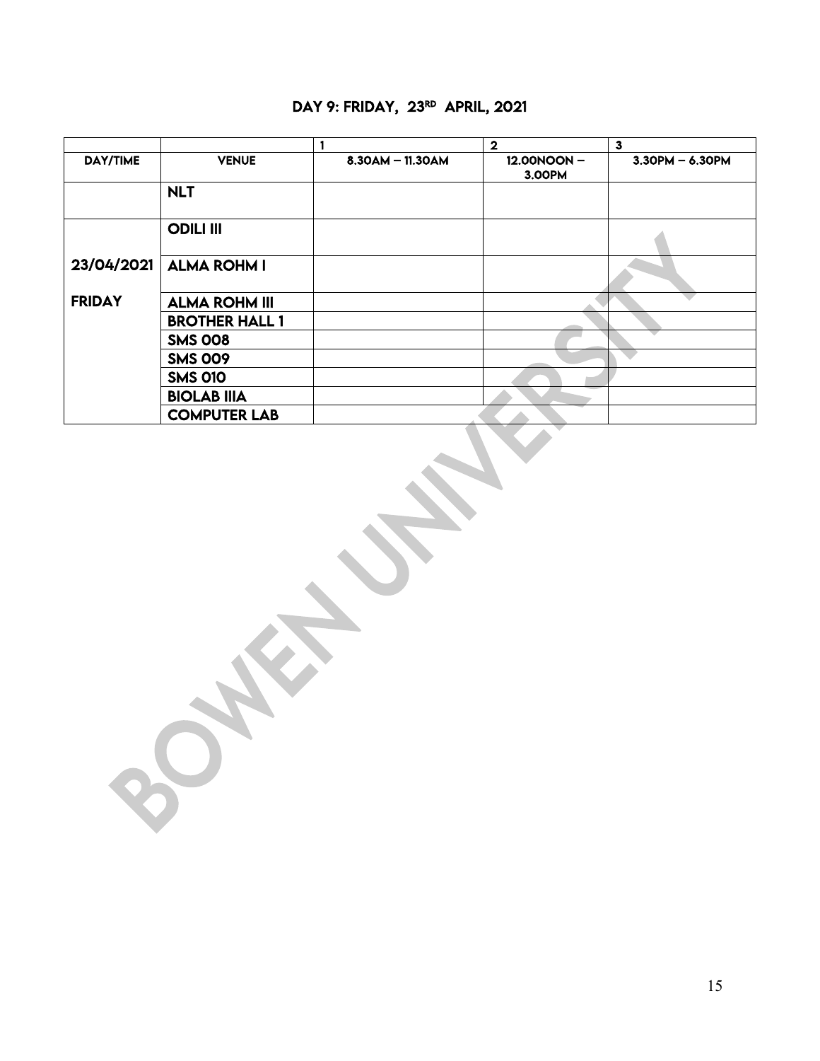## DAY 9: FRIDAY, 23RD APRIL, 2021

| | | 1 | 2 | 3 |
|---|---|---|---|---|
| **DAY/TIME** | **VENUE** | **8.30AM – 11.30AM** | **12.00NOON – 3.00PM** | **3.30PM – 6.30PM** |
| | **NLT** | | | |
| | **ODILI III** | | | |
| **23/04/2021** | **ALMA ROHM I** | | | |
| **FRIDAY** | **ALMA ROHM III** | | | |
| | **BROTHER HALL 1** | | | |
| | **SMS 008** | | | |
| | **SMS 009** | | | |
| | **SMS 010** | | | |
| | **BIOLAB IIIA** | | | |
| | **COMPUTER LAB** | | | |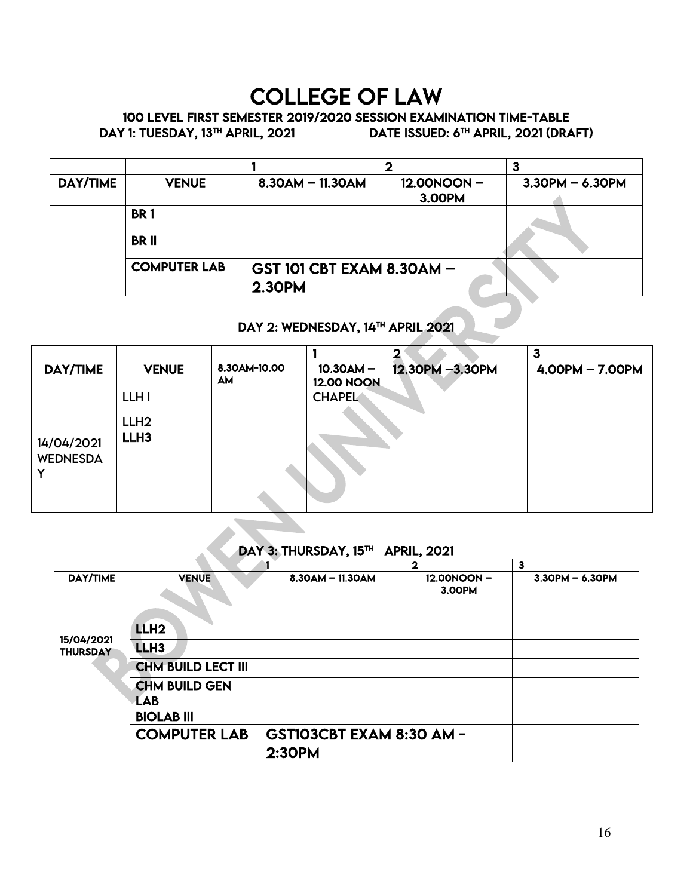# COLLEGE OF LAW

## 100 LEVEL FIRST SEMESTER 2019/2020 SESSION EXAMINATION TIME-TABLE

**DAY 1: TUESDAY, 13TH APRIL, 2021** **DATE ISSUED: 6TH APRIL, 2021 (DRAFT)**

| | | 1 | 2 | 3 |
|---|---|---|---|---|
| DAY/TIME | VENUE | 8.30AM – 11.30AM | 12.00NOON – 3.00PM | 3.30PM – 6.30PM |
| | BR 1 | | | |
| | BR II | | | |
| | COMPUTER LAB | GST 101 CBT EXAM 8.30AM – 2.30PM | | |

### DAY 2: WEDNESDAY, 14TH APRIL 2021

| | | | 1 | 2 | 3 |
|---|---|---|---|---|---|
| DAY/TIME | VENUE | 8.30AM-10.00 AM | 10.30AM – 12.00 NOON | 12.30PM –3.30PM | 4.00PM – 7.00PM |
| 14/04/2021 WEDNESDAY | LLH I | | CHAPEL | | |
| | LLH2 | | | | |
| | LLH3 | | | | |

### DAY 3: THURSDAY, 15TH APRIL, 2021

| | | 1 | 2 | 3 |
|---|---|---|---|---|
| DAY/TIME | VENUE | 8.30AM – 11.30AM | 12.00NOON – 3.00PM | 3.30PM – 6.30PM |
| 15/04/2021 THURSDAY | LLH2 | | | |
| | LLH3 | | | |
| | CHM BUILD LECT III | | | |
| | CHM BUILD GEN LAB | | | |
| | BIOLAB III | | | |
| | COMPUTER LAB | GST103CBT EXAM 8:30 AM - 2:30PM | | |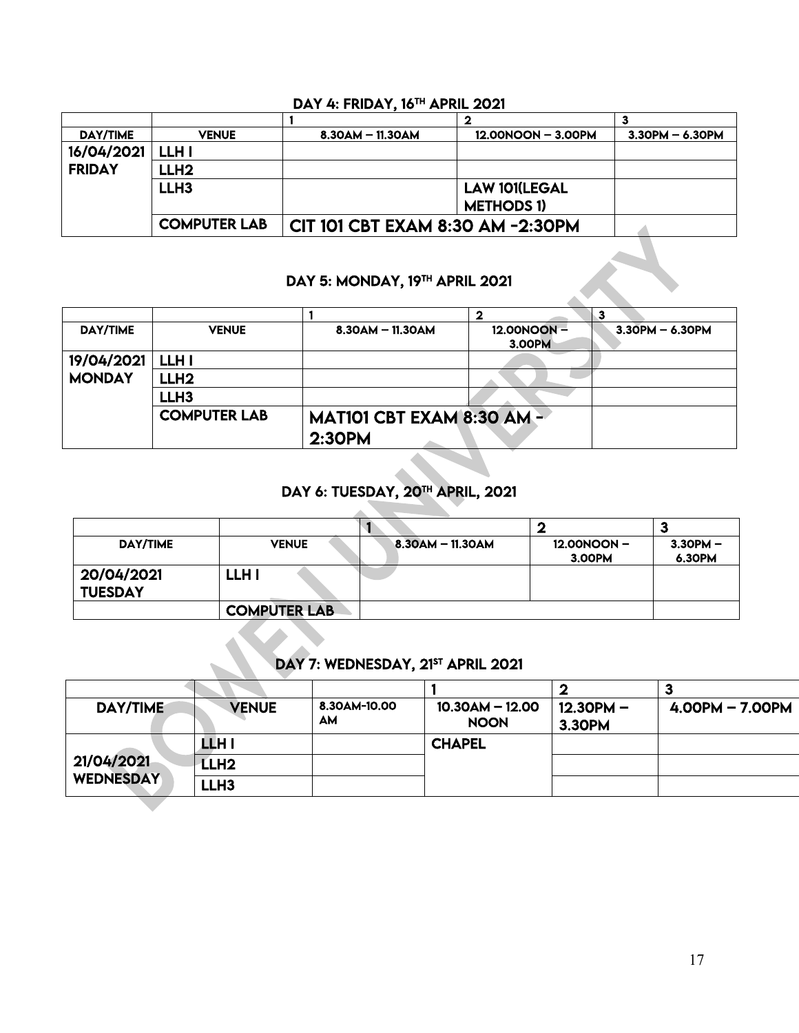### DAY 4: FRIDAY, 16TH APRIL 2021

| | | 1 | 2 | 3 |
|---|---|---|---|---|
| DAY/TIME | VENUE | 8.30AM – 11.30AM | 12.00NOON – 3.00PM | 3.30PM – 6.30PM |
| 16/04/2021 FRIDAY | LLH I | | | |
| | LLH2 | | | |
| | LLH3 | | LAW 101(LEGAL METHODS 1) | |
| | COMPUTER LAB | CIT 101 CBT EXAM 8:30 AM -2:30PM | | |

### DAY 5: MONDAY, 19TH APRIL 2021

| | | 1 | 2 | 3 |
|---|---|---|---|---|
| DAY/TIME | VENUE | 8.30AM – 11.30AM | 12.00NOON – 3.00PM | 3.30PM – 6.30PM |
| 19/04/2021 MONDAY | LLH I | | | |
| | LLH2 | | | |
| | LLH3 | | | |
| | COMPUTER LAB | MAT101 CBT EXAM 8:30 AM - 2:30PM | | |

### DAY 6: TUESDAY, 20TH APRIL, 2021

| | | 1 | 2 | 3 |
|---|---|---|---|---|
| DAY/TIME | VENUE | 8.30AM – 11.30AM | 12.00NOON – 3.00PM | 3.30PM – 6.30PM |
| 20/04/2021 TUESDAY | LLH I | | | |
| | COMPUTER LAB | | | |

### DAY 7: WEDNESDAY, 21ST APRIL 2021

| | | | 1 | 2 | 3 |
|---|---|---|---|---|---|
| DAY/TIME | VENUE | 8.30AM-10.00 AM | 10.30AM – 12.00 NOON | 12.30PM – 3.30PM | 4.00PM – 7.00PM |
| 21/04/2021 WEDNESDAY | LLH I | | CHAPEL | | |
| | LLH2 | | | | |
| | LLH3 | | | | |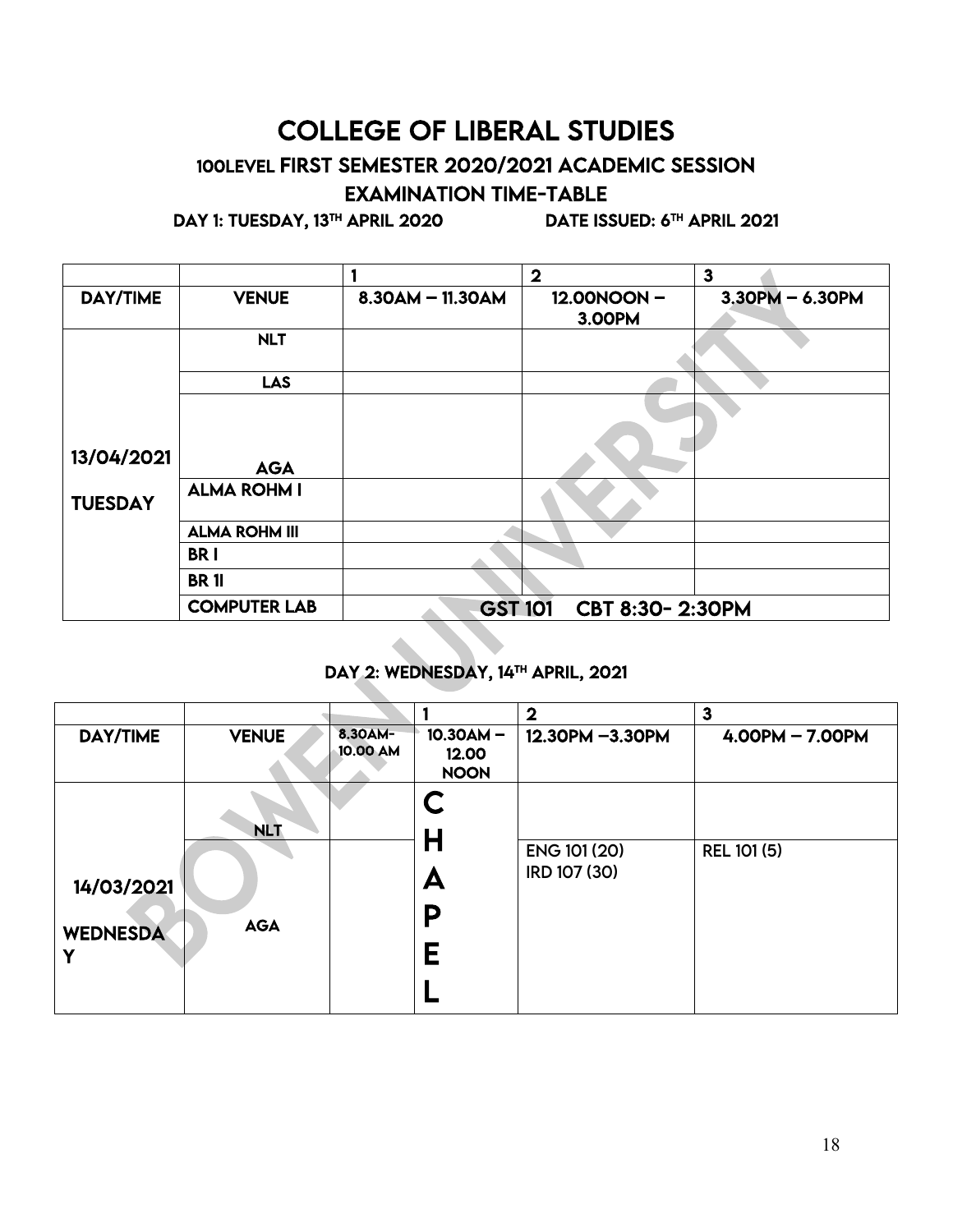# COLLEGE OF LIBERAL STUDIES

## 100LEVEL FIRST SEMESTER 2020/2021 ACADEMIC SESSION

## EXAMINATION TIME-TABLE

**DAY 1: TUESDAY, 13TH APRIL 2020 DATE ISSUED: 6TH APRIL 2021**

| | | 1 | 2 | 3 |
|---|---|---|---|---|
| **DAY/TIME** | **VENUE** | **8.30AM – 11.30AM** | **12.00NOON – 3.00PM** | **3.30PM – 6.30PM** |
| **13/04/2021 TUESDAY** | **NLT** | | | |
| | **LAS** | | | |
| | **AGA** | | | |
| | **ALMA ROHM I** | | | |
| | **ALMA ROHM III** | | | |
| | **BR I** | | | |
| | **BR 1I** | | | |
| | **COMPUTER LAB** | **GST 101 CBT 8:30- 2:30PM** | | |

**DAY 2: WEDNESDAY, 14TH APRIL, 2021**

| | | | 1 | 2 | 3 |
|---|---|---|---|---|---|
| **DAY/TIME** | **VENUE** | **8.30AM-10.00 AM** | **10.30AM – 12.00 NOON** | **12.30PM –3.30PM** | **4.00PM – 7.00PM** |
| **14/03/2021 WEDNESDAY** | **NLT** | | **CHAPEL** | | |
| | **AGA** | | | ENG 101 (20)<br>IRD 107 (30) | REL 101 (5) |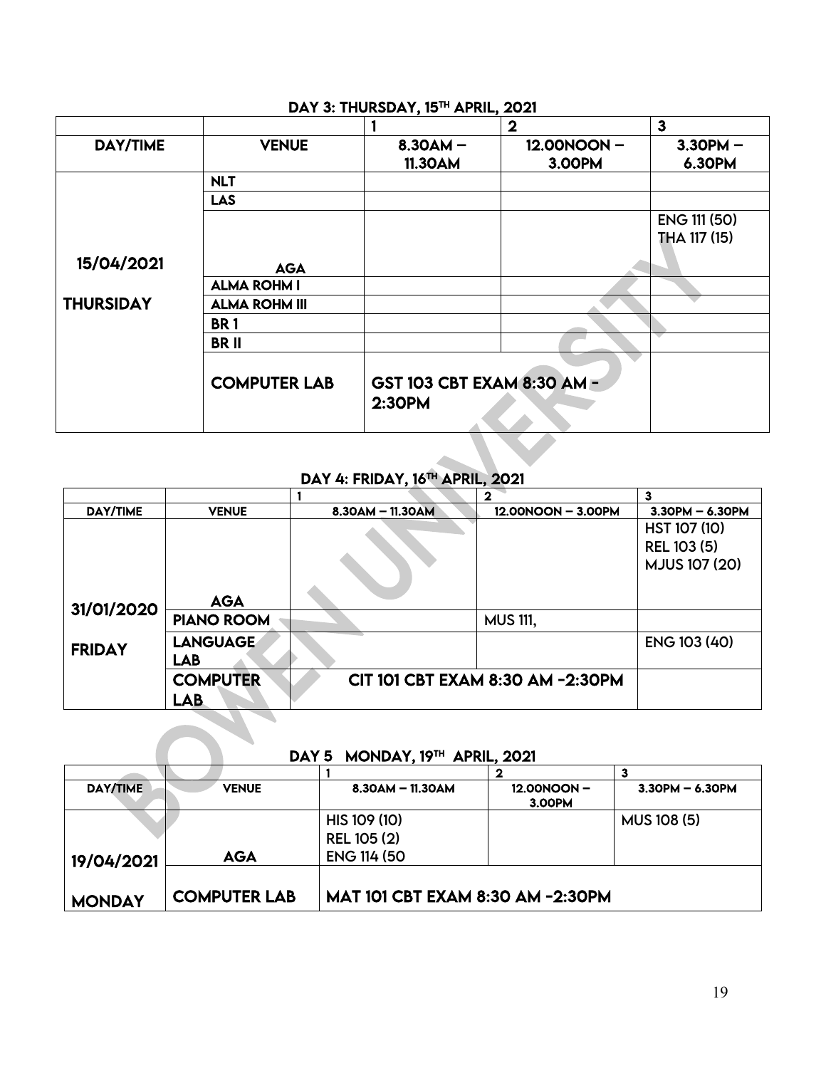## DAY 3: THURSDAY, 15TH APRIL, 2021

| | | 1 | 2 | 3 |
|---|---|---|---|---|
| DAY/TIME | VENUE | 8.30AM – 11.30AM | 12.00NOON – 3.00PM | 3.30PM – 6.30PM |
| 15/04/2021 THURSDAY | NLT | | | |
| | LAS | | | |
| | AGA | | | ENG 111 (50) THA 117 (15) |
| | ALMA ROHM I | | | |
| | ALMA ROHM III | | | |
| | BR 1 | | | |
| | BR II | | | |
| | COMPUTER LAB | GST 103 CBT EXAM 8:30 AM - 2:30PM | | |

## DAY 4: FRIDAY, 16TH APRIL, 2021

| | | 1 | 2 | 3 |
|---|---|---|---|---|
| DAY/TIME | VENUE | 8.30AM – 11.30AM | 12.00NOON – 3.00PM | 3.30PM – 6.30PM |
| 31/01/2020 FRIDAY | AGA | | | HST 107 (10) REL 103 (5) MJUS 107 (20) |
| | PIANO ROOM | | MUS 111, | |
| | LANGUAGE LAB | | | ENG 103 (40) |
| | COMPUTER LAB | CIT 101 CBT EXAM 8:30 AM -2:30PM | | |

## DAY 5 MONDAY, 19TH APRIL, 2021

| | | 1 | 2 | 3 |
|---|---|---|---|---|
| DAY/TIME | VENUE | 8.30AM – 11.30AM | 12.00NOON – 3.00PM | 3.30PM – 6.30PM |
| 19/04/2021 MONDAY | AGA | HIS 109 (10) REL 105 (2) ENG 114 (50 | | MUS 108 (5) |
| | COMPUTER LAB | MAT 101 CBT EXAM 8:30 AM -2:30PM | | |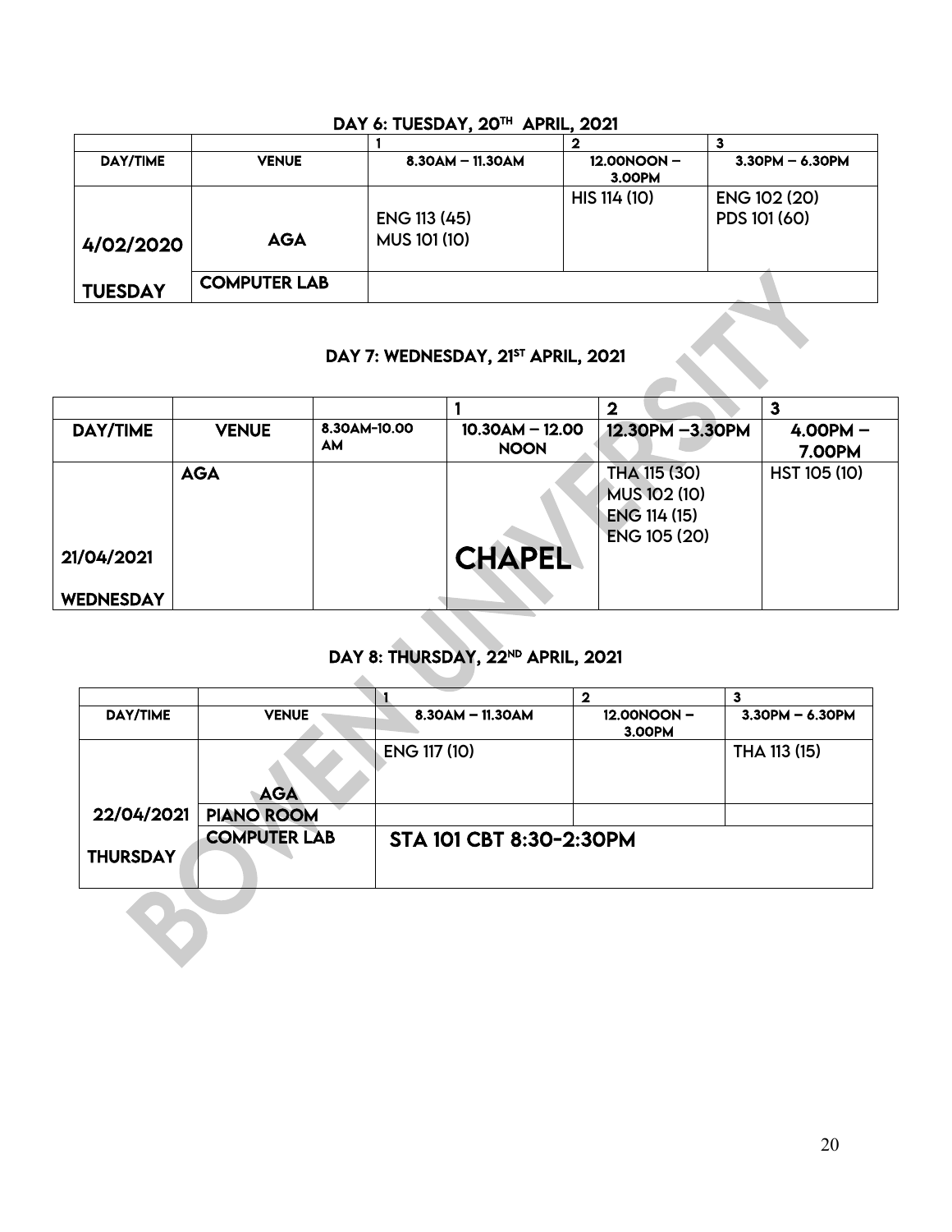## DAY 6: TUESDAY, 20TH APRIL, 2021

| | | 1 | 2 | 3 |
|---|---|---|---|---|
| DAY/TIME | VENUE | 8.30AM – 11.30AM | 12.00NOON – 3.00PM | 3.30PM – 6.30PM |
| 4/02/2020 | AGA | ENG 113 (45)<br>MUS 101 (10) | HIS 114 (10) | ENG 102 (20)<br>PDS 101 (60) |
| TUESDAY | COMPUTER LAB | | | |

## DAY 7: WEDNESDAY, 21ST APRIL, 2021

| | | | 1 | 2 | 3 |
|---|---|---|---|---|---|
| DAY/TIME | VENUE | 8.30AM-10.00 AM | 10.30AM – 12.00 NOON | 12.30PM –3.30PM | 4.00PM – 7.00PM |
| 21/04/2021<br>WEDNESDAY | AGA | | CHAPEL | THA 115 (30)<br>MUS 102 (10)<br>ENG 114 (15)<br>ENG 105 (20) | HST 105 (10) |

## DAY 8: THURSDAY, 22ND APRIL, 2021

| | | 1 | 2 | 3 |
|---|---|---|---|---|
| DAY/TIME | VENUE | 8.30AM – 11.30AM | 12.00NOON – 3.00PM | 3.30PM – 6.30PM |
| 22/04/2021<br>THURSDAY | AGA | ENG 117 (10) | | THA 113 (15) |
| | PIANO ROOM | | | |
| | COMPUTER LAB | STA 101 CBT 8:30-2:30PM | | |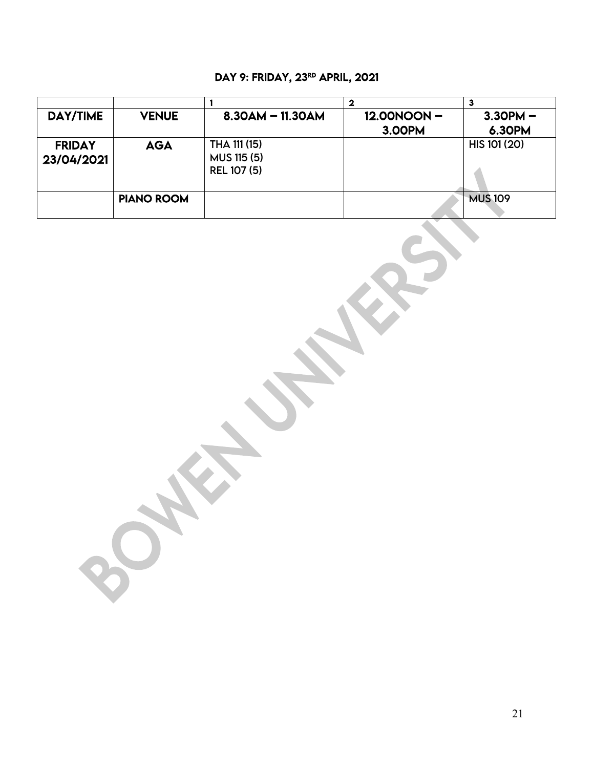## DAY 9: FRIDAY, 23RD APRIL, 2021

| | | 1 | 2 | 3 |
|---|---|---|---|---|
| **DAY/TIME** | **VENUE** | **8.30AM – 11.30AM** | **12.00NOON – 3.00PM** | **3.30PM – 6.30PM** |
| **FRIDAY 23/04/2021** | **AGA** | THA 111 (15)<br>MUS 115 (5)<br>REL 107 (5) | | HIS 101 (20) |
| | **PIANO ROOM** | | | MUS 109 |